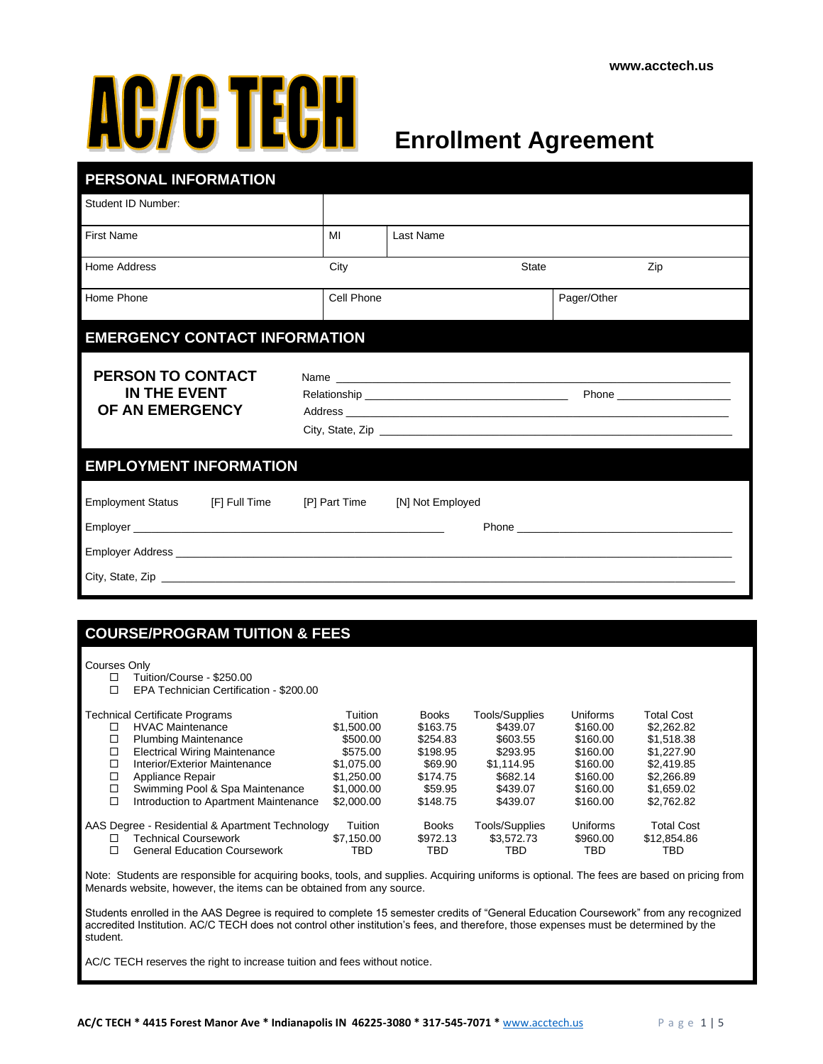www.acctech.us

# AC/C TECH

# Enrollment Agreement

## PERSONAL INFORMATION

| Student ID Number: | | | | |
|---|---|---|---|---|
| First Name | MI | Last Name | | |
| Home Address | City | | State | Zip |
| Home Phone | Cell Phone | | Pager/Other | |

## EMERGENCY CONTACT INFORMATION

**PERSON TO CONTACT IN THE EVENT OF AN EMERGENCY**

Name ______________________________________________

Relationship ______________________________ Phone __________________

Address ______________________________________________

City, State, Zip ______________________________________________

## EMPLOYMENT INFORMATION

Employment Status [F] Full Time [P] Part Time [N] Not Employed

Employer ______________________________ Phone ______________________________

Employer Address ______________________________________________

City, State, Zip ______________________________________________

## COURSE/PROGRAM TUITION & FEES

Courses Only

- ☐ Tuition/Course - $250.00
- ☐ EPA Technician Certification - $200.00

| Technical Certificate Programs | Tuition | Books | Tools/Supplies | Uniforms | Total Cost |
|---|---|---|---|---|---|
| ☐ HVAC Maintenance | $1,500.00 | $163.75 | $439.07 | $160.00 | $2,262.82 |
| ☐ Plumbing Maintenance | $500.00 | $254.83 | $603.55 | $160.00 | $1,518.38 |
| ☐ Electrical Wiring Maintenance | $575.00 | $198.95 | $293.95 | $160.00 | $1,227.90 |
| ☐ Interior/Exterior Maintenance | $1,075.00 | $69.90 | $1,114.95 | $160.00 | $2,419.85 |
| ☐ Appliance Repair | $1,250.00 | $174.75 | $682.14 | $160.00 | $2,266.89 |
| ☐ Swimming Pool & Spa Maintenance | $1,000.00 | $59.95 | $439.07 | $160.00 | $1,659.02 |
| ☐ Introduction to Apartment Maintenance | $2,000.00 | $148.75 | $439.07 | $160.00 | $2,762.82 |

| AAS Degree - Residential & Apartment Technology | Tuition | Books | Tools/Supplies | Uniforms | Total Cost |
|---|---|---|---|---|---|
| ☐ Technical Coursework | $7,150.00 | $972.13 | $3,572.73 | $960.00 | $12,854.86 |
| ☐ General Education Coursework | TBD | TBD | TBD | TBD | TBD |

Note: Students are responsible for acquiring books, tools, and supplies. Acquiring uniforms is optional. The fees are based on pricing from Menards website, however, the items can be obtained from any source.

Students enrolled in the AAS Degree is required to complete 15 semester credits of "General Education Coursework" from any recognized accredited Institution. AC/C TECH does not control other institution's fees, and therefore, those expenses must be determined by the student.

AC/C TECH reserves the right to increase tuition and fees without notice.

**AC/C TECH * 4415 Forest Manor Ave * Indianapolis IN 46225-3080 * 317-545-7071 *** www.acctech.us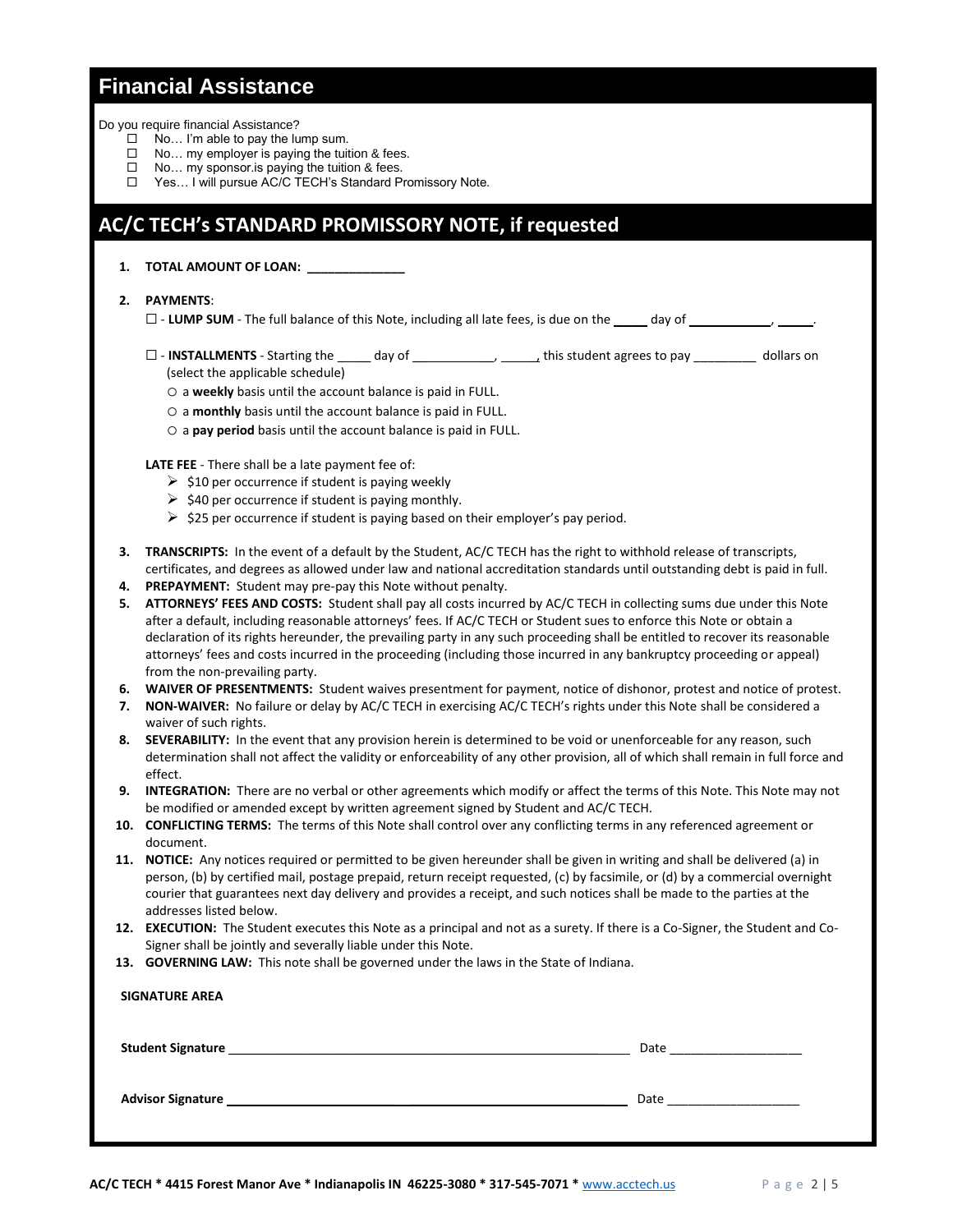## Financial Assistance

Do you require financial Assistance?

- ☐ No… I'm able to pay the lump sum.
- ☐ No… my employer is paying the tuition & fees.
- ☐ No… my sponsor.is paying the tuition & fees.
- ☐ Yes… I will pursue AC/C TECH's Standard Promissory Note.

## AC/C TECH's STANDARD PROMISSORY NOTE, if requested

1. **TOTAL AMOUNT OF LOAN:** ______________

2. **PAYMENTS**:

   ☐ - **LUMP SUM** - The full balance of this Note, including all late fees, is due on the _____ day of ____________, _____.

   ☐ - **INSTALLMENTS** - Starting the _____ day of ____________, _____, this student agrees to pay _________ dollars on (select the applicable schedule)

   - ○ a **weekly** basis until the account balance is paid in FULL.
   - ○ a **monthly** basis until the account balance is paid in FULL.
   - ○ a **pay period** basis until the account balance is paid in FULL.

   **LATE FEE** - There shall be a late payment fee of:

   - $10 per occurrence if student is paying weekly
   - $40 per occurrence if student is paying monthly.
   - $25 per occurrence if student is paying based on their employer's pay period.

3. **TRANSCRIPTS:** In the event of a default by the Student, AC/C TECH has the right to withhold release of transcripts, certificates, and degrees as allowed under law and national accreditation standards until outstanding debt is paid in full.
4. **PREPAYMENT:** Student may pre-pay this Note without penalty.
5. **ATTORNEYS' FEES AND COSTS:** Student shall pay all costs incurred by AC/C TECH in collecting sums due under this Note after a default, including reasonable attorneys' fees. If AC/C TECH or Student sues to enforce this Note or obtain a declaration of its rights hereunder, the prevailing party in any such proceeding shall be entitled to recover its reasonable attorneys' fees and costs incurred in the proceeding (including those incurred in any bankruptcy proceeding or appeal) from the non-prevailing party.
6. **WAIVER OF PRESENTMENTS:** Student waives presentment for payment, notice of dishonor, protest and notice of protest.
7. **NON-WAIVER:** No failure or delay by AC/C TECH in exercising AC/C TECH's rights under this Note shall be considered a waiver of such rights.
8. **SEVERABILITY:** In the event that any provision herein is determined to be void or unenforceable for any reason, such determination shall not affect the validity or enforceability of any other provision, all of which shall remain in full force and effect.
9. **INTEGRATION:** There are no verbal or other agreements which modify or affect the terms of this Note. This Note may not be modified or amended except by written agreement signed by Student and AC/C TECH.
10. **CONFLICTING TERMS:** The terms of this Note shall control over any conflicting terms in any referenced agreement or document.
11. **NOTICE:** Any notices required or permitted to be given hereunder shall be given in writing and shall be delivered (a) in person, (b) by certified mail, postage prepaid, return receipt requested, (c) by facsimile, or (d) by a commercial overnight courier that guarantees next day delivery and provides a receipt, and such notices shall be made to the parties at the addresses listed below.
12. **EXECUTION:** The Student executes this Note as a principal and not as a surety. If there is a Co-Signer, the Student and Co-Signer shall be jointly and severally liable under this Note.
13. **GOVERNING LAW:** This note shall be governed under the laws in the State of Indiana.

**SIGNATURE AREA**

**Student Signature** ____________________________________________ Date ____________________

**Advisor Signature** ____________________________________________ Date ____________________

**AC/C TECH * 4415 Forest Manor Ave * Indianapolis IN 46225-3080 * 317-545-7071 *** www.acctech.us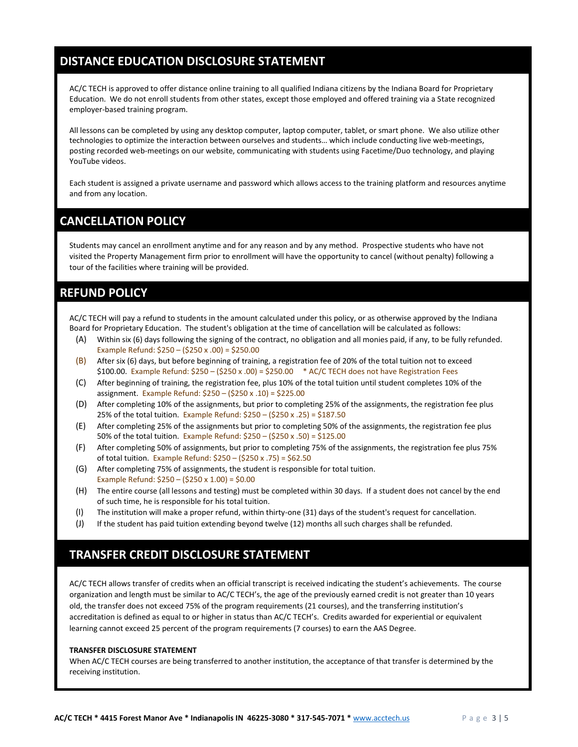## DISTANCE EDUCATION DISCLOSURE STATEMENT

AC/C TECH is approved to offer distance online training to all qualified Indiana citizens by the Indiana Board for Proprietary Education. We do not enroll students from other states, except those employed and offered training via a State recognized employer-based training program.

All lessons can be completed by using any desktop computer, laptop computer, tablet, or smart phone. We also utilize other technologies to optimize the interaction between ourselves and students… which include conducting live web-meetings, posting recorded web-meetings on our website, communicating with students using Facetime/Duo technology, and playing YouTube videos.

Each student is assigned a private username and password which allows access to the training platform and resources anytime and from any location.

## CANCELLATION POLICY

Students may cancel an enrollment anytime and for any reason and by any method. Prospective students who have not visited the Property Management firm prior to enrollment will have the opportunity to cancel (without penalty) following a tour of the facilities where training will be provided.

## REFUND POLICY

AC/C TECH will pay a refund to students in the amount calculated under this policy, or as otherwise approved by the Indiana Board for Proprietary Education. The student's obligation at the time of cancellation will be calculated as follows:

(A) Within six (6) days following the signing of the contract, no obligation and all monies paid, if any, to be fully refunded. Example Refund: $250 – ($250 x .00) = $250.00

(B) After six (6) days, but before beginning of training, a registration fee of 20% of the total tuition not to exceed $100.00. Example Refund: $250 – ($250 x .00) = $250.00 * AC/C TECH does not have Registration Fees

(C) After beginning of training, the registration fee, plus 10% of the total tuition until student completes 10% of the assignment. Example Refund: $250 – ($250 x .10) = $225.00

(D) After completing 10% of the assignments, but prior to completing 25% of the assignments, the registration fee plus 25% of the total tuition. Example Refund: $250 – ($250 x .25) = $187.50

(E) After completing 25% of the assignments but prior to completing 50% of the assignments, the registration fee plus 50% of the total tuition. Example Refund: $250 – ($250 x .50) = $125.00

(F) After completing 50% of assignments, but prior to completing 75% of the assignments, the registration fee plus 75% of total tuition. Example Refund: $250 – ($250 x .75) = $62.50

(G) After completing 75% of assignments, the student is responsible for total tuition. Example Refund: $250 – ($250 x 1.00) = $0.00

(H) The entire course (all lessons and testing) must be completed within 30 days. If a student does not cancel by the end of such time, he is responsible for his total tuition.

(I) The institution will make a proper refund, within thirty-one (31) days of the student's request for cancellation.

(J) If the student has paid tuition extending beyond twelve (12) months all such charges shall be refunded.

## TRANSFER CREDIT DISCLOSURE STATEMENT

AC/C TECH allows transfer of credits when an official transcript is received indicating the student's achievements. The course organization and length must be similar to AC/C TECH's, the age of the previously earned credit is not greater than 10 years old, the transfer does not exceed 75% of the program requirements (21 courses), and the transferring institution's accreditation is defined as equal to or higher in status than AC/C TECH's. Credits awarded for experiential or equivalent learning cannot exceed 25 percent of the program requirements (7 courses) to earn the AAS Degree.

**TRANSFER DISCLOSURE STATEMENT**

When AC/C TECH courses are being transferred to another institution, the acceptance of that transfer is determined by the receiving institution.

**AC/C TECH * 4415 Forest Manor Ave * Indianapolis IN 46225-3080 * 317-545-7071 *** www.acctech.us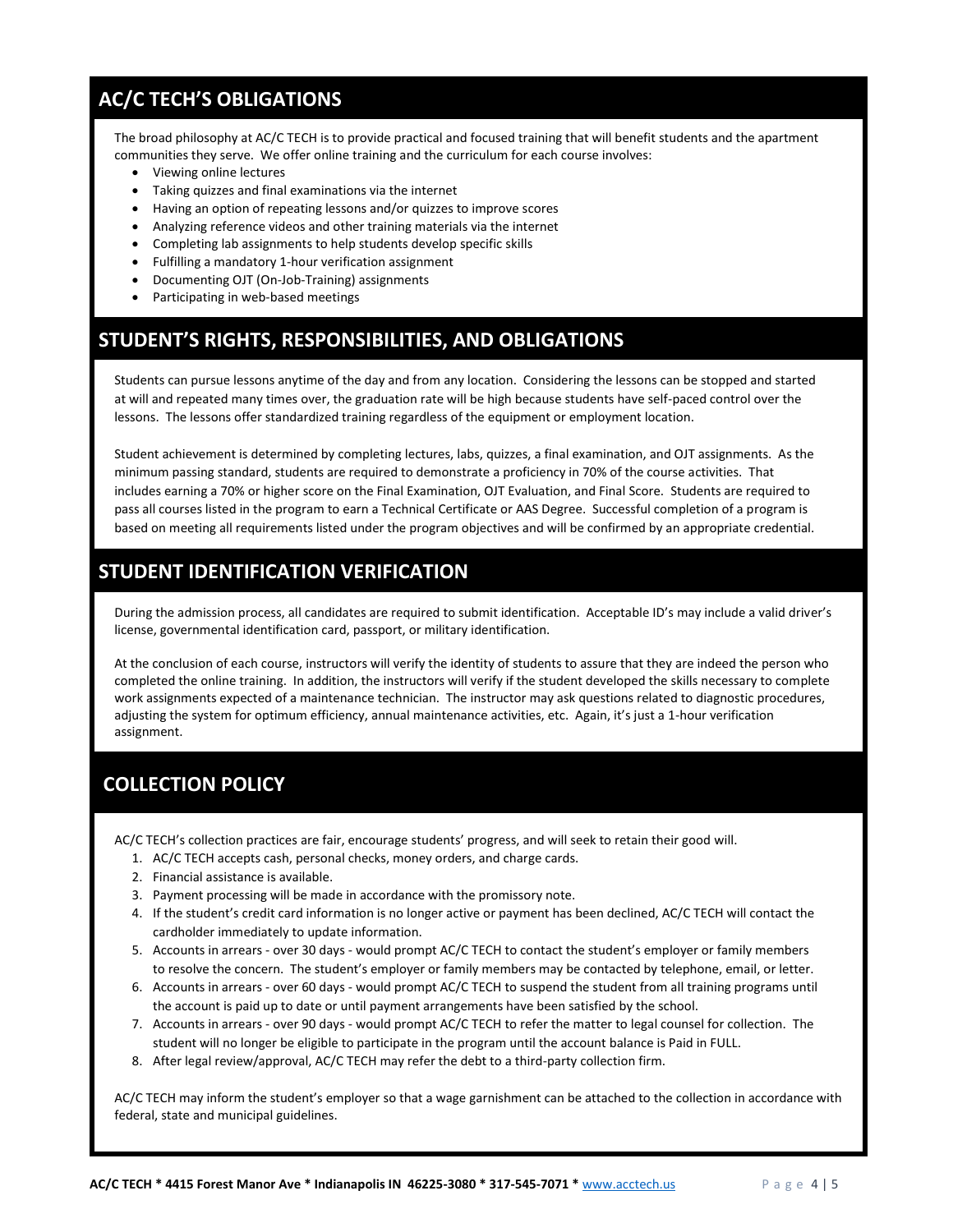## AC/C TECH'S OBLIGATIONS

The broad philosophy at AC/C TECH is to provide practical and focused training that will benefit students and the apartment communities they serve. We offer online training and the curriculum for each course involves:

- Viewing online lectures
- Taking quizzes and final examinations via the internet
- Having an option of repeating lessons and/or quizzes to improve scores
- Analyzing reference videos and other training materials via the internet
- Completing lab assignments to help students develop specific skills
- Fulfilling a mandatory 1-hour verification assignment
- Documenting OJT (On-Job-Training) assignments
- Participating in web-based meetings

## STUDENT'S RIGHTS, RESPONSIBILITIES, AND OBLIGATIONS

Students can pursue lessons anytime of the day and from any location. Considering the lessons can be stopped and started at will and repeated many times over, the graduation rate will be high because students have self-paced control over the lessons. The lessons offer standardized training regardless of the equipment or employment location.

Student achievement is determined by completing lectures, labs, quizzes, a final examination, and OJT assignments. As the minimum passing standard, students are required to demonstrate a proficiency in 70% of the course activities. That includes earning a 70% or higher score on the Final Examination, OJT Evaluation, and Final Score. Students are required to pass all courses listed in the program to earn a Technical Certificate or AAS Degree. Successful completion of a program is based on meeting all requirements listed under the program objectives and will be confirmed by an appropriate credential.

## STUDENT IDENTIFICATION VERIFICATION

During the admission process, all candidates are required to submit identification. Acceptable ID's may include a valid driver's license, governmental identification card, passport, or military identification.

At the conclusion of each course, instructors will verify the identity of students to assure that they are indeed the person who completed the online training. In addition, the instructors will verify if the student developed the skills necessary to complete work assignments expected of a maintenance technician. The instructor may ask questions related to diagnostic procedures, adjusting the system for optimum efficiency, annual maintenance activities, etc. Again, it's just a 1-hour verification assignment.

## COLLECTION POLICY

AC/C TECH's collection practices are fair, encourage students' progress, and will seek to retain their good will.

1. AC/C TECH accepts cash, personal checks, money orders, and charge cards.
2. Financial assistance is available.
3. Payment processing will be made in accordance with the promissory note.
4. If the student's credit card information is no longer active or payment has been declined, AC/C TECH will contact the cardholder immediately to update information.
5. Accounts in arrears - over 30 days - would prompt AC/C TECH to contact the student's employer or family members to resolve the concern. The student's employer or family members may be contacted by telephone, email, or letter.
6. Accounts in arrears - over 60 days - would prompt AC/C TECH to suspend the student from all training programs until the account is paid up to date or until payment arrangements have been satisfied by the school.
7. Accounts in arrears - over 90 days - would prompt AC/C TECH to refer the matter to legal counsel for collection. The student will no longer be eligible to participate in the program until the account balance is Paid in FULL.
8. After legal review/approval, AC/C TECH may refer the debt to a third-party collection firm.

AC/C TECH may inform the student's employer so that a wage garnishment can be attached to the collection in accordance with federal, state and municipal guidelines.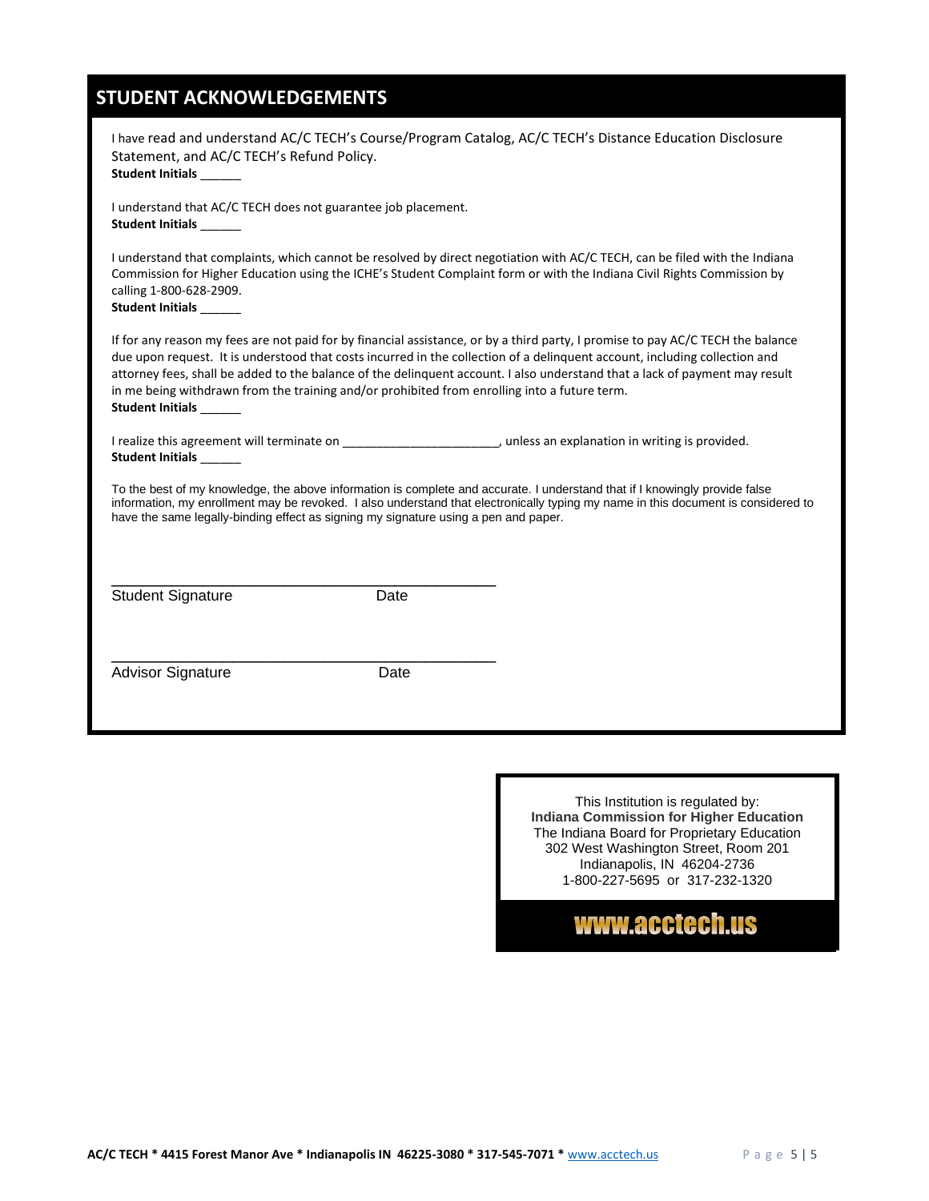## STUDENT ACKNOWLEDGEMENTS

I have read and understand AC/C TECH's Course/Program Catalog, AC/C TECH's Distance Education Disclosure Statement, and AC/C TECH's Refund Policy.
**Student Initials** ______

I understand that AC/C TECH does not guarantee job placement.
**Student Initials** ______

I understand that complaints, which cannot be resolved by direct negotiation with AC/C TECH, can be filed with the Indiana Commission for Higher Education using the ICHE's Student Complaint form or with the Indiana Civil Rights Commission by calling 1-800-628-2909.
**Student Initials** ______

If for any reason my fees are not paid for by financial assistance, or by a third party, I promise to pay AC/C TECH the balance due upon request. It is understood that costs incurred in the collection of a delinquent account, including collection and attorney fees, shall be added to the balance of the delinquent account. I also understand that a lack of payment may result in me being withdrawn from the training and/or prohibited from enrolling into a future term.
**Student Initials** ______

I realize this agreement will terminate on _______________________, unless an explanation in writing is provided.
**Student Initials** ______

To the best of my knowledge, the above information is complete and accurate. I understand that if I knowingly provide false information, my enrollment may be revoked. I also understand that electronically typing my name in this document is considered to have the same legally-binding effect as signing my signature using a pen and paper.

_________________________________________________

Student Signature Date

_________________________________________________

Advisor Signature Date

This Institution is regulated by:
**Indiana Commission for Higher Education**
The Indiana Board for Proprietary Education
302 West Washington Street, Room 201
Indianapolis, IN 46204-2736
1-800-227-5695 or 317-232-1320

**www.acctech.us**

**AC/C TECH * 4415 Forest Manor Ave * Indianapolis IN 46225-3080 * 317-545-7071 *** www.acctech.us